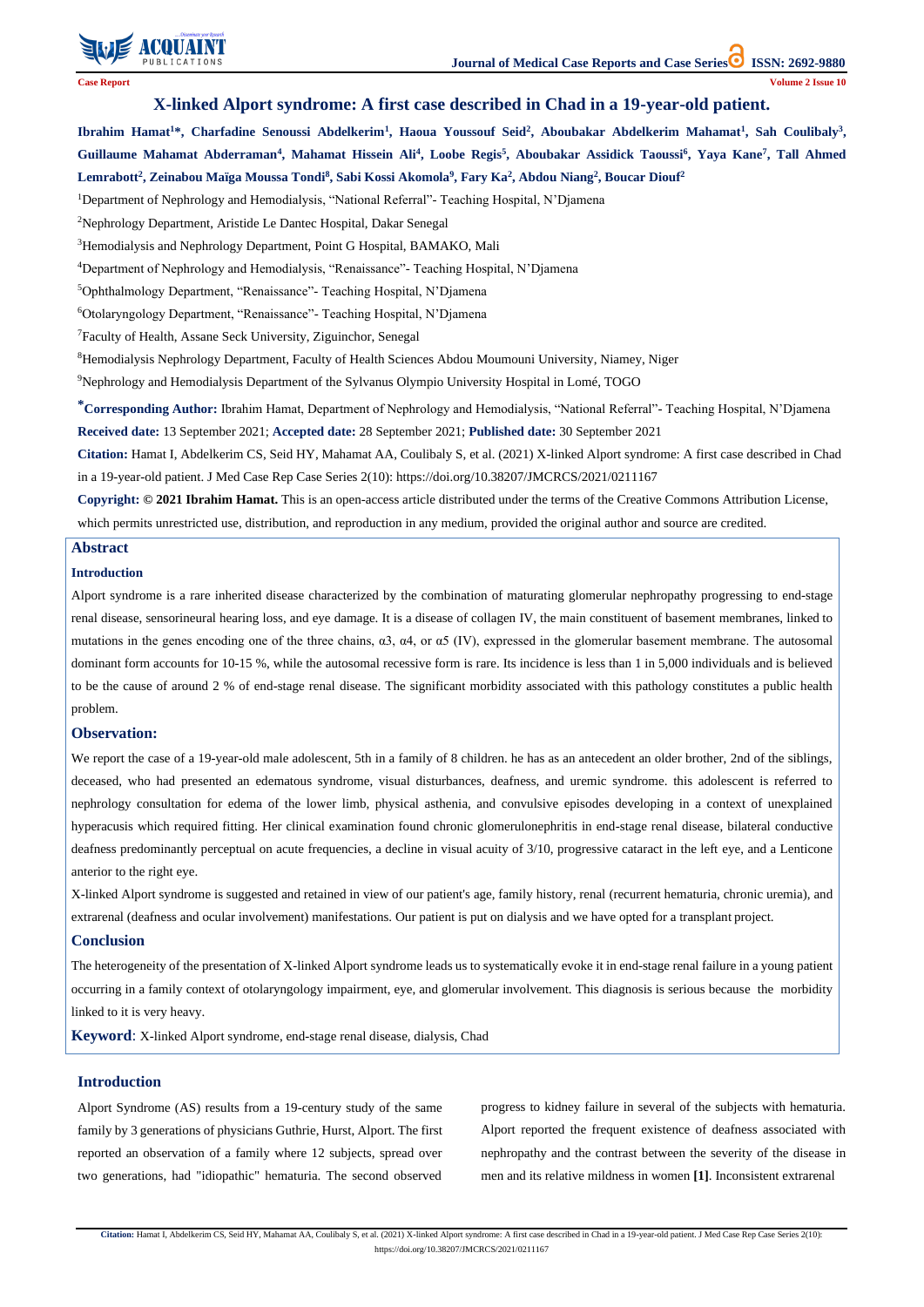Case Report

# X-linked Alport syndrome: A first case described in Chad in a 19-year-old patient.

**Ibrahim Hamat[1]*, Charfadine Senoussi Abdelkerim[1], Haoua Youssouf Seid[2], Aboubakar Abdelkerim Mahamat[1], Sah Coulibaly[3], Guillaume Mahamat Abderraman[4], Mahamat Hissein Ali[4], Loobe Regis[5], Aboubakar Assidick Taoussi[6], Yaya Kane[7], Tall Ahmed Lemrabott[2], Zeinabou Maïga Moussa Tondi[8], Sabi Kossi Akomola[9], Fary Ka[2], Abdou Niang[2], Boucar Diouf[2]**

[1]Department of Nephrology and Hemodialysis, "National Referral"- Teaching Hospital, N'Djamena

[2]Nephrology Department, Aristide Le Dantec Hospital, Dakar Senegal

[3]Hemodialysis and Nephrology Department, Point G Hospital, BAMAKO, Mali

[4]Department of Nephrology and Hemodialysis, "Renaissance"- Teaching Hospital, N'Djamena

[5]Ophthalmology Department, "Renaissance"- Teaching Hospital, N'Djamena

[6]Otolaryngology Department, "Renaissance"- Teaching Hospital, N'Djamena

[7]Faculty of Health, Assane Seck University, Ziguinchor, Senegal

[8]Hemodialysis Nephrology Department, Faculty of Health Sciences Abdou Moumouni University, Niamey, Niger

[9]Nephrology and Hemodialysis Department of the Sylvanus Olympio University Hospital in Lomé, TOGO

**\*Corresponding Author:** Ibrahim Hamat, Department of Nephrology and Hemodialysis, "National Referral"- Teaching Hospital, N'Djamena

**Received date:** 13 September 2021; **Accepted date:** 28 September 2021; **Published date:** 30 September 2021

**Citation:** Hamat I, Abdelkerim CS, Seid HY, Mahamat AA, Coulibaly S, et al. (2021) X-linked Alport syndrome: A first case described in Chad in a 19-year-old patient. J Med Case Rep Case Series 2(10): https://doi.org/10.38207/JMCRCS/2021/0211167

**Copyright: © 2021 Ibrahim Hamat.** This is an open-access article distributed under the terms of the Creative Commons Attribution License, which permits unrestricted use, distribution, and reproduction in any medium, provided the original author and source are credited.

## Abstract

### Introduction

Alport syndrome is a rare inherited disease characterized by the combination of maturating glomerular nephropathy progressing to end-stage renal disease, sensorineural hearing loss, and eye damage. It is a disease of collagen IV, the main constituent of basement membranes, linked to mutations in the genes encoding one of the three chains, α3, α4, or α5 (IV), expressed in the glomerular basement membrane. The autosomal dominant form accounts for 10-15 %, while the autosomal recessive form is rare. Its incidence is less than 1 in 5,000 individuals and is believed to be the cause of around 2 % of end-stage renal disease. The significant morbidity associated with this pathology constitutes a public health problem.

### Observation:

We report the case of a 19-year-old male adolescent, 5th in a family of 8 children. he has as an antecedent an older brother, 2nd of the siblings, deceased, who had presented an edematous syndrome, visual disturbances, deafness, and uremic syndrome. this adolescent is referred to nephrology consultation for edema of the lower limb, physical asthenia, and convulsive episodes developing in a context of unexplained hyperacusis which required fitting. Her clinical examination found chronic glomerulonephritis in end-stage renal disease, bilateral conductive deafness predominantly perceptual on acute frequencies, a decline in visual acuity of 3/10, progressive cataract in the left eye, and a Lenticone anterior to the right eye.

X-linked Alport syndrome is suggested and retained in view of our patient's age, family history, renal (recurrent hematuria, chronic uremia), and extrarenal (deafness and ocular involvement) manifestations. Our patient is put on dialysis and we have opted for a transplant project.

### Conclusion

The heterogeneity of the presentation of X-linked Alport syndrome leads us to systematically evoke it in end-stage renal failure in a young patient occurring in a family context of otolaryngology impairment, eye, and glomerular involvement. This diagnosis is serious because the morbidity linked to it is very heavy.

**Keyword**: X-linked Alport syndrome, end-stage renal disease, dialysis, Chad

## Introduction

Alport Syndrome (AS) results from a 19-century study of the same family by 3 generations of physicians Guthrie, Hurst, Alport. The first reported an observation of a family where 12 subjects, spread over two generations, had "idiopathic" hematuria. The second observed progress to kidney failure in several of the subjects with hematuria. Alport reported the frequent existence of deafness associated with nephropathy and the contrast between the severity of the disease in men and its relative mildness in women **[1]**. Inconsistent extrarenal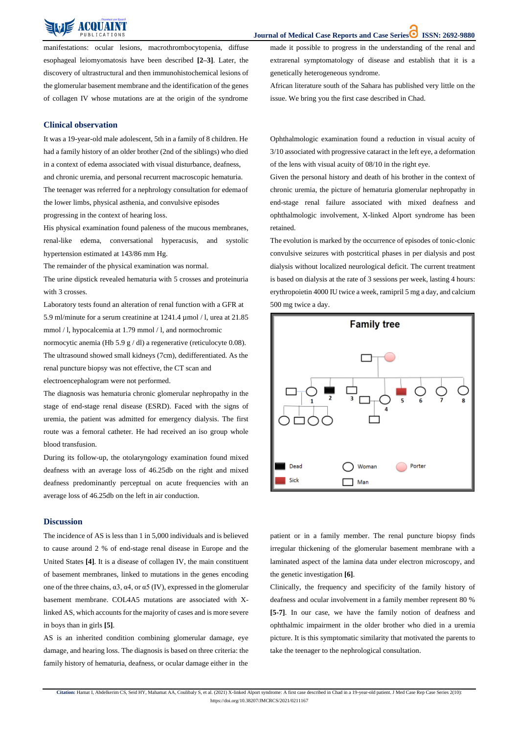manifestations: ocular lesions, macrothrombocytopenia, diffuse esophageal leiomyomatosis have been described **[2–3]**. Later, the discovery of ultrastructural and then immunohistochemical lesions of the glomerular basement membrane and the identification of the genes of collagen IV whose mutations are at the origin of the syndrome made it possible to progress in the understanding of the renal and extrarenal symptomatology of disease and establish that it is a genetically heterogeneous syndrome.

African literature south of the Sahara has published very little on the issue. We bring you the first case described in Chad.

## Clinical observation

It was a 19-year-old male adolescent, 5th in a family of 8 children. He had a family history of an older brother (2nd of the siblings) who died in a context of edema associated with visual disturbance, deafness, and chronic uremia, and personal recurrent macroscopic hematuria.

The teenager was referred for a nephrology consultation for edema of the lower limbs, physical asthenia, and convulsive episodes progressing in the context of hearing loss.

His physical examination found paleness of the mucous membranes, renal-like edema, conversational hyperacusis, and systolic hypertension estimated at 143/86 mm Hg.

The remainder of the physical examination was normal.

The urine dipstick revealed hematuria with 5 crosses and proteinuria with 3 crosses.

Laboratory tests found an alteration of renal function with a GFR at 5.9 ml/minute for a serum creatinine at 1241.4 µmol / l, urea at 21.85 mmol / l, hypocalcemia at 1.79 mmol / l, and normochromic normocytic anemia (Hb 5.9 g / dl) a regenerative (reticulocyte 0.08).

The ultrasound showed small kidneys (7cm), dedifferentiated. As the renal puncture biopsy was not effective, the CT scan and electroencephalogram were not performed.

The diagnosis was hematuria chronic glomerular nephropathy in the stage of end-stage renal disease (ESRD). Faced with the signs of uremia, the patient was admitted for emergency dialysis. The first route was a femoral catheter. He had received an iso group whole blood transfusion.

During its follow-up, the otolaryngology examination found mixed deafness with an average loss of 46.25db on the right and mixed deafness predominantly perceptual on acute frequencies with an average loss of 46.25db on the left in air conduction.

Ophthalmologic examination found a reduction in visual acuity of 3/10 associated with progressive cataract in the left eye, a deformation of the lens with visual acuity of 08/10 in the right eye.

Given the personal history and death of his brother in the context of chronic uremia, the picture of hematuria glomerular nephropathy in end-stage renal failure associated with mixed deafness and ophthalmologic involvement, X-linked Alport syndrome has been retained.

The evolution is marked by the occurrence of episodes of tonic-clonic convulsive seizures with postcritical phases in per dialysis and post dialysis without localized neurological deficit. The current treatment is based on dialysis at the rate of 3 sessions per week, lasting 4 hours: erythropoietin 4000 IU twice a week, ramipril 5 mg a day, and calcium 500 mg twice a day.

Family tree

Dead · Sick · Woman · Man · Porter

## Discussion

The incidence of AS is less than 1 in 5,000 individuals and is believed to cause around 2 % of end-stage renal disease in Europe and the United States **[4]**. It is a disease of collagen IV, the main constituent of basement membranes, linked to mutations in the genes encoding one of the three chains, α3, α4, or α5 (IV), expressed in the glomerular basement membrane. COL4A5 mutations are associated with X-linked AS, which accounts for the majority of cases and is more severe in boys than in girls **[5]**.

AS is an inherited condition combining glomerular damage, eye damage, and hearing loss. The diagnosis is based on three criteria: the family history of hematuria, deafness, or ocular damage either in the patient or in a family member. The renal puncture biopsy finds irregular thickening of the glomerular basement membrane with a laminated aspect of the lamina data under electron microscopy, and the genetic investigation **[6]**.

Clinically, the frequency and specificity of the family history of deafness and ocular involvement in a family member represent 80 % **[5-7]**. In our case, we have the family notion of deafness and ophthalmic impairment in the older brother who died in a uremia picture. It is this symptomatic similarity that motivated the parents to take the teenager to the nephrological consultation.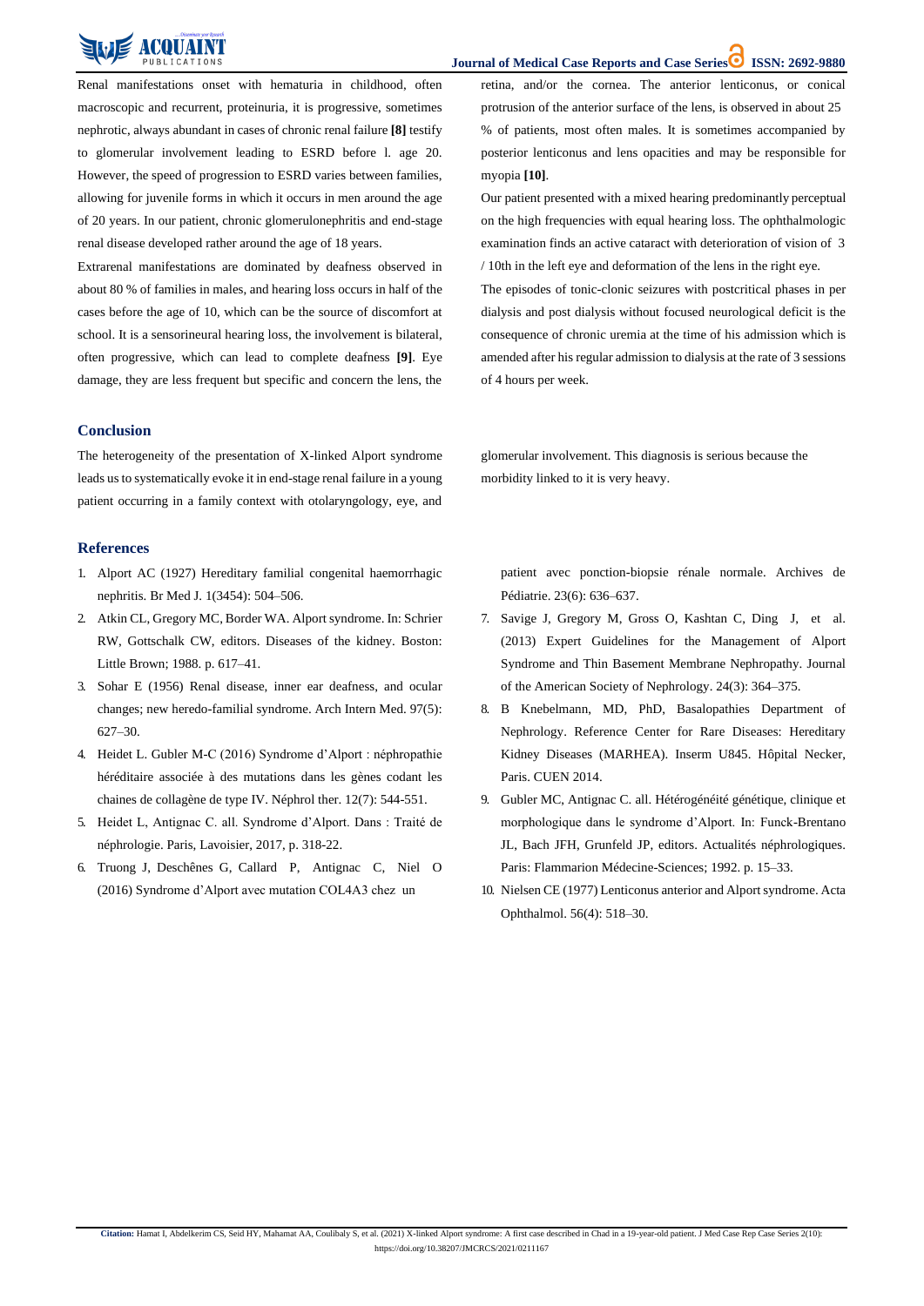Renal manifestations onset with hematuria in childhood, often macroscopic and recurrent, proteinuria, it is progressive, sometimes nephrotic, always abundant in cases of chronic renal failure **[8]** testify to glomerular involvement leading to ESRD before l. age 20. However, the speed of progression to ESRD varies between families, allowing for juvenile forms in which it occurs in men around the age of 20 years. In our patient, chronic glomerulonephritis and end-stage renal disease developed rather around the age of 18 years.

Extrarenal manifestations are dominated by deafness observed in about 80 % of families in males, and hearing loss occurs in half of the cases before the age of 10, which can be the source of discomfort at school. It is a sensorineural hearing loss, the involvement is bilateral, often progressive, which can lead to complete deafness **[9]**. Eye damage, they are less frequent but specific and concern the lens, the retina, and/or the cornea. The anterior lenticonus, or conical protrusion of the anterior surface of the lens, is observed in about 25 % of patients, most often males. It is sometimes accompanied by posterior lenticonus and lens opacities and may be responsible for myopia **[10]**.

Our patient presented with a mixed hearing predominantly perceptual on the high frequencies with equal hearing loss. The ophthalmologic examination finds an active cataract with deterioration of vision of 3 / 10th in the left eye and deformation of the lens in the right eye.

The episodes of tonic-clonic seizures with postcritical phases in per dialysis and post dialysis without focused neurological deficit is the consequence of chronic uremia at the time of his admission which is amended after his regular admission to dialysis at the rate of 3 sessions of 4 hours per week.

## Conclusion

The heterogeneity of the presentation of X-linked Alport syndrome leads us to systematically evoke it in end-stage renal failure in a young patient occurring in a family context with otolaryngology, eye, and glomerular involvement. This diagnosis is serious because the morbidity linked to it is very heavy.

## References

1. Alport AC (1927) Hereditary familial congenital haemorrhagic nephritis. Br Med J. 1(3454): 504–506.
2. Atkin CL, Gregory MC, Border WA. Alport syndrome. In: Schrier RW, Gottschalk CW, editors. Diseases of the kidney. Boston: Little Brown; 1988. p. 617–41.
3. Sohar E (1956) Renal disease, inner ear deafness, and ocular changes; new heredo-familial syndrome. Arch Intern Med. 97(5): 627–30.
4. Heidet L. Gubler M-C (2016) Syndrome d'Alport : néphropathie héréditaire associée à des mutations dans les gènes codant les chaines de collagène de type IV. Néphrol ther. 12(7): 544-551.
5. Heidet L, Antignac C. all. Syndrome d'Alport. Dans : Traité de néphrologie. Paris, Lavoisier, 2017, p. 318-22.
6. Truong J, Deschênes G, Callard P, Antignac C, Niel O (2016) Syndrome d'Alport avec mutation COL4A3 chez un patient avec ponction-biopsie rénale normale. Archives de Pédiatrie. 23(6): 636–637.
7. Savige J, Gregory M, Gross O, Kashtan C, Ding J, et al. (2013) Expert Guidelines for the Management of Alport Syndrome and Thin Basement Membrane Nephropathy. Journal of the American Society of Nephrology. 24(3): 364–375.
8. B Knebelmann, MD, PhD, Basalopathies Department of Nephrology. Reference Center for Rare Diseases: Hereditary Kidney Diseases (MARHEA). Inserm U845. Hôpital Necker, Paris. CUEN 2014.
9. Gubler MC, Antignac C. all. Hétérogénéité génétique, clinique et morphologique dans le syndrome d'Alport. In: Funck-Brentano JL, Bach JFH, Grunfeld JP, editors. Actualités néphrologiques. Paris: Flammarion Médecine-Sciences; 1992. p. 15–33.
10. Nielsen CE (1977) Lenticonus anterior and Alport syndrome. Acta Ophthalmol. 56(4): 518–30.